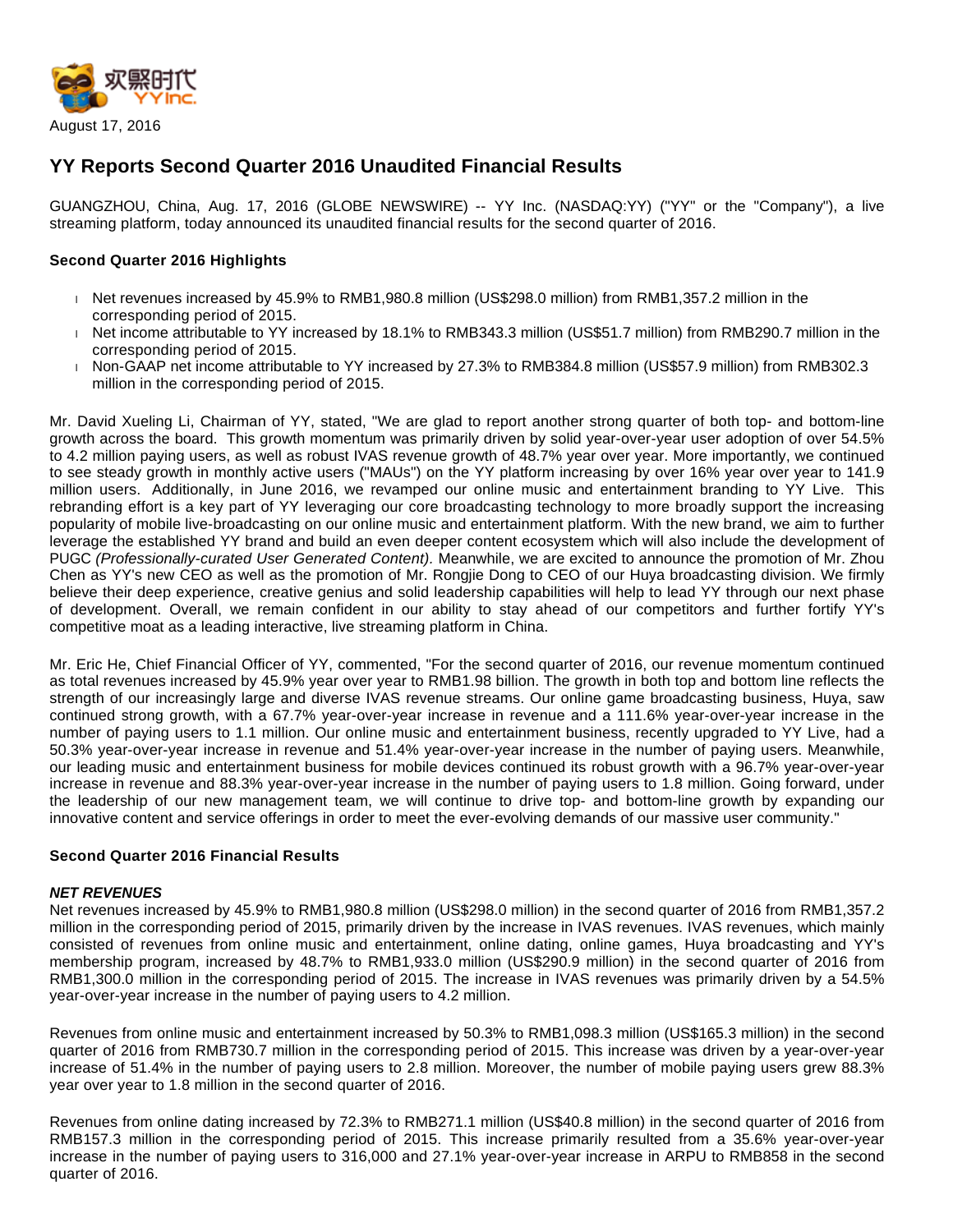August 17, 2016

# YY Reports Second Quarter 2016 Unaudited Financial Results

GUANGZHOU, China, Aug. 17, 2016 (GLOBE NEWSWIRE) -- YY Inc. (NASDAQ:YY) ("YY" or the "Company"), a live streaming platform, today announced its unaudited financial results for the second quarter of 2016.

## Second Quarter 2016 Highlights

- Net revenues increased by 45.9% to RMB1,980.8 million (US$298.0 million) from RMB1,357.2 million in the corresponding period of 2015.
- Net income attributable to YY increased by 18.1% to RMB343.3 million (US$51.7 million) from RMB290.7 million in the corresponding period of 2015.
- Non-GAAP net income attributable to YY increased by 27.3% to RMB384.8 million (US$57.9 million) from RMB302.3 million in the corresponding period of 2015.

Mr. David Xueling Li, Chairman of YY, stated, "We are glad to report another strong quarter of both top- and bottom-line growth across the board. This growth momentum was primarily driven by solid year-over-year user adoption of over 54.5% to 4.2 million paying users, as well as robust IVAS revenue growth of 48.7% year over year. More importantly, we continued to see steady growth in monthly active users ("MAUs") on the YY platform increasing by over 16% year over year to 141.9 million users. Additionally, in June 2016, we revamped our online music and entertainment branding to YY Live. This rebranding effort is a key part of YY leveraging our core broadcasting technology to more broadly support the increasing popularity of mobile live-broadcasting on our online music and entertainment platform. With the new brand, we aim to further leverage the established YY brand and build an even deeper content ecosystem which will also include the development of PUGC *(Professionally-curated User Generated Content).* Meanwhile, we are excited to announce the promotion of Mr. Zhou Chen as YY's new CEO as well as the promotion of Mr. Rongjie Dong to CEO of our Huya broadcasting division. We firmly believe their deep experience, creative genius and solid leadership capabilities will help to lead YY through our next phase of development. Overall, we remain confident in our ability to stay ahead of our competitors and further fortify YY's competitive moat as a leading interactive, live streaming platform in China.

Mr. Eric He, Chief Financial Officer of YY, commented, "For the second quarter of 2016, our revenue momentum continued as total revenues increased by 45.9% year over year to RMB1.98 billion. The growth in both top and bottom line reflects the strength of our increasingly large and diverse IVAS revenue streams. Our online game broadcasting business, Huya, saw continued strong growth, with a 67.7% year-over-year increase in revenue and a 111.6% year-over-year increase in the number of paying users to 1.1 million. Our online music and entertainment business, recently upgraded to YY Live, had a 50.3% year-over-year increase in revenue and 51.4% year-over-year increase in the number of paying users. Meanwhile, our leading music and entertainment business for mobile devices continued its robust growth with a 96.7% year-over-year increase in revenue and 88.3% year-over-year increase in the number of paying users to 1.8 million. Going forward, under the leadership of our new management team, we will continue to drive top- and bottom-line growth by expanding our innovative content and service offerings in order to meet the ever-evolving demands of our massive user community."

## Second Quarter 2016 Financial Results

### *NET REVENUES*

Net revenues increased by 45.9% to RMB1,980.8 million (US$298.0 million) in the second quarter of 2016 from RMB1,357.2 million in the corresponding period of 2015, primarily driven by the increase in IVAS revenues. IVAS revenues, which mainly consisted of revenues from online music and entertainment, online dating, online games, Huya broadcasting and YY's membership program, increased by 48.7% to RMB1,933.0 million (US$290.9 million) in the second quarter of 2016 from RMB1,300.0 million in the corresponding period of 2015. The increase in IVAS revenues was primarily driven by a 54.5% year-over-year increase in the number of paying users to 4.2 million.

Revenues from online music and entertainment increased by 50.3% to RMB1,098.3 million (US$165.3 million) in the second quarter of 2016 from RMB730.7 million in the corresponding period of 2015. This increase was driven by a year-over-year increase of 51.4% in the number of paying users to 2.8 million. Moreover, the number of mobile paying users grew 88.3% year over year to 1.8 million in the second quarter of 2016.

Revenues from online dating increased by 72.3% to RMB271.1 million (US$40.8 million) in the second quarter of 2016 from RMB157.3 million in the corresponding period of 2015. This increase primarily resulted from a 35.6% year-over-year increase in the number of paying users to 316,000 and 27.1% year-over-year increase in ARPU to RMB858 in the second quarter of 2016.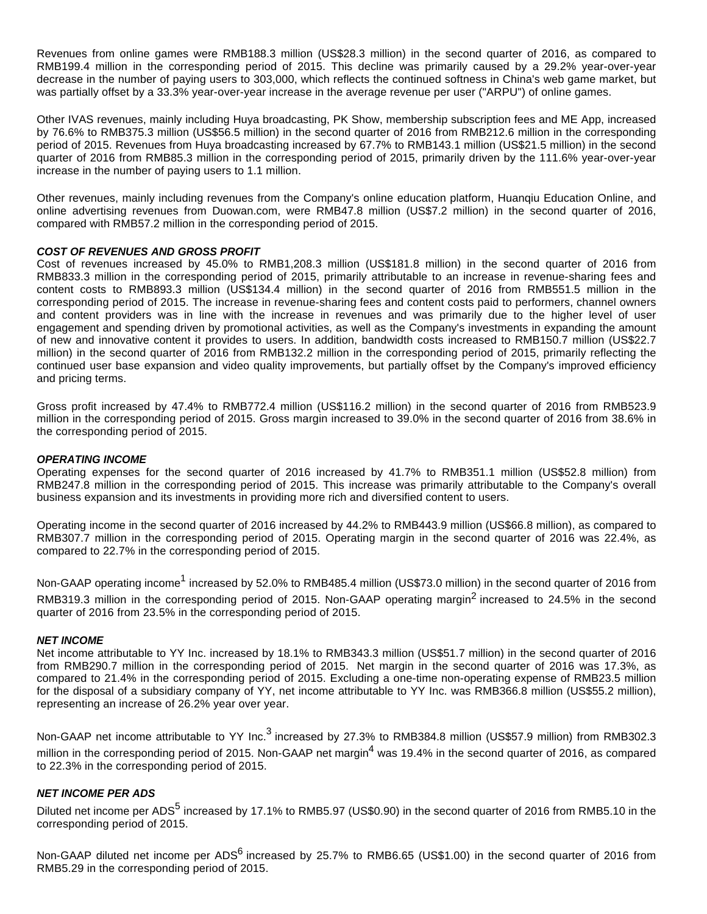Revenues from online games were RMB188.3 million (US$28.3 million) in the second quarter of 2016, as compared to RMB199.4 million in the corresponding period of 2015. This decline was primarily caused by a 29.2% year-over-year decrease in the number of paying users to 303,000, which reflects the continued softness in China's web game market, but was partially offset by a 33.3% year-over-year increase in the average revenue per user ("ARPU") of online games.

Other IVAS revenues, mainly including Huya broadcasting, PK Show, membership subscription fees and ME App, increased by 76.6% to RMB375.3 million (US$56.5 million) in the second quarter of 2016 from RMB212.6 million in the corresponding period of 2015. Revenues from Huya broadcasting increased by 67.7% to RMB143.1 million (US$21.5 million) in the second quarter of 2016 from RMB85.3 million in the corresponding period of 2015, primarily driven by the 111.6% year-over-year increase in the number of paying users to 1.1 million.

Other revenues, mainly including revenues from the Company's online education platform, Huanqiu Education Online, and online advertising revenues from Duowan.com, were RMB47.8 million (US$7.2 million) in the second quarter of 2016, compared with RMB57.2 million in the corresponding period of 2015.

***COST OF REVENUES AND GROSS PROFIT***

Cost of revenues increased by 45.0% to RMB1,208.3 million (US$181.8 million) in the second quarter of 2016 from RMB833.3 million in the corresponding period of 2015, primarily attributable to an increase in revenue-sharing fees and content costs to RMB893.3 million (US$134.4 million) in the second quarter of 2016 from RMB551.5 million in the corresponding period of 2015. The increase in revenue-sharing fees and content costs paid to performers, channel owners and content providers was in line with the increase in revenues and was primarily due to the higher level of user engagement and spending driven by promotional activities, as well as the Company's investments in expanding the amount of new and innovative content it provides to users. In addition, bandwidth costs increased to RMB150.7 million (US$22.7 million) in the second quarter of 2016 from RMB132.2 million in the corresponding period of 2015, primarily reflecting the continued user base expansion and video quality improvements, but partially offset by the Company's improved efficiency and pricing terms.

Gross profit increased by 47.4% to RMB772.4 million (US$116.2 million) in the second quarter of 2016 from RMB523.9 million in the corresponding period of 2015. Gross margin increased to 39.0% in the second quarter of 2016 from 38.6% in the corresponding period of 2015.

***OPERATING INCOME***

Operating expenses for the second quarter of 2016 increased by 41.7% to RMB351.1 million (US$52.8 million) from RMB247.8 million in the corresponding period of 2015. This increase was primarily attributable to the Company's overall business expansion and its investments in providing more rich and diversified content to users.

Operating income in the second quarter of 2016 increased by 44.2% to RMB443.9 million (US$66.8 million), as compared to RMB307.7 million in the corresponding period of 2015. Operating margin in the second quarter of 2016 was 22.4%, as compared to 22.7% in the corresponding period of 2015.

Non-GAAP operating income[1] increased by 52.0% to RMB485.4 million (US$73.0 million) in the second quarter of 2016 from RMB319.3 million in the corresponding period of 2015. Non-GAAP operating margin[2] increased to 24.5% in the second quarter of 2016 from 23.5% in the corresponding period of 2015.

***NET INCOME***

Net income attributable to YY Inc. increased by 18.1% to RMB343.3 million (US$51.7 million) in the second quarter of 2016 from RMB290.7 million in the corresponding period of 2015. Net margin in the second quarter of 2016 was 17.3%, as compared to 21.4% in the corresponding period of 2015. Excluding a one-time non-operating expense of RMB23.5 million for the disposal of a subsidiary company of YY, net income attributable to YY Inc. was RMB366.8 million (US$55.2 million), representing an increase of 26.2% year over year.

Non-GAAP net income attributable to YY Inc.[3] increased by 27.3% to RMB384.8 million (US$57.9 million) from RMB302.3 million in the corresponding period of 2015. Non-GAAP net margin[4] was 19.4% in the second quarter of 2016, as compared to 22.3% in the corresponding period of 2015.

***NET INCOME PER ADS***

Diluted net income per ADS[5] increased by 17.1% to RMB5.97 (US$0.90) in the second quarter of 2016 from RMB5.10 in the corresponding period of 2015.

Non-GAAP diluted net income per ADS[6] increased by 25.7% to RMB6.65 (US$1.00) in the second quarter of 2016 from RMB5.29 in the corresponding period of 2015.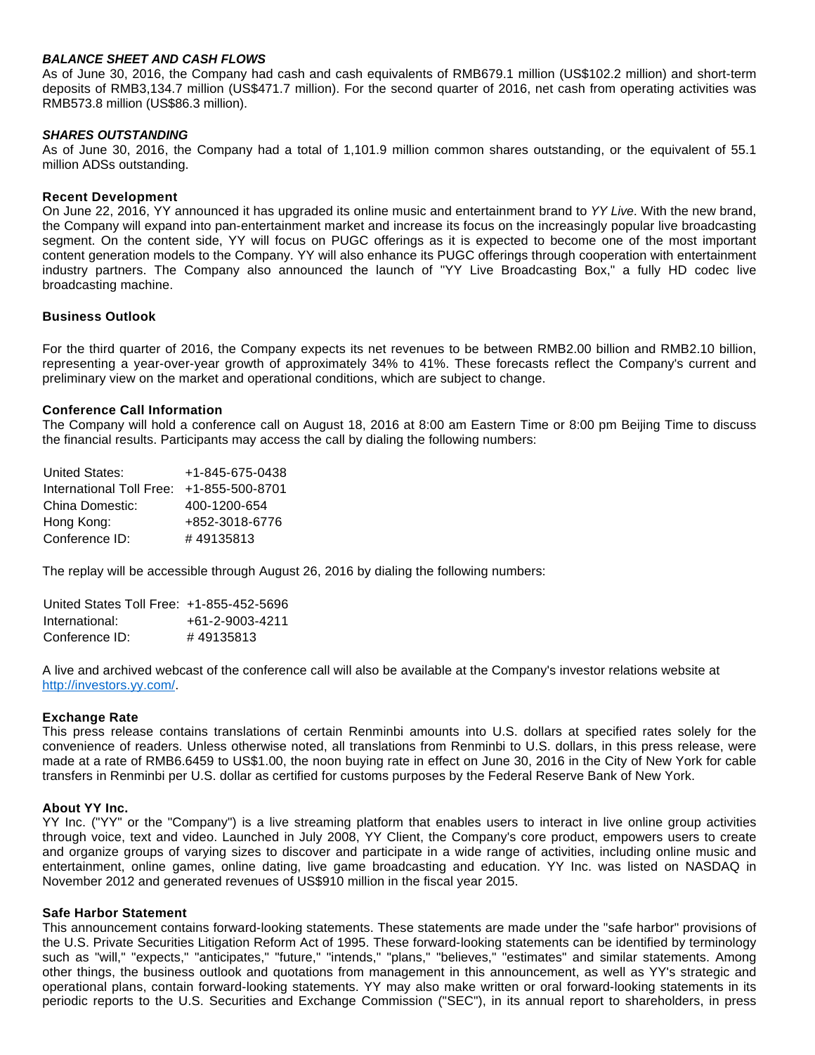### ***BALANCE SHEET AND CASH FLOWS***

As of June 30, 2016, the Company had cash and cash equivalents of RMB679.1 million (US$102.2 million) and short-term deposits of RMB3,134.7 million (US$471.7 million). For the second quarter of 2016, net cash from operating activities was RMB573.8 million (US$86.3 million).

### ***SHARES OUTSTANDING***

As of June 30, 2016, the Company had a total of 1,101.9 million common shares outstanding, or the equivalent of 55.1 million ADSs outstanding.

### **Recent Development**

On June 22, 2016, YY announced it has upgraded its online music and entertainment brand to *YY Live*. With the new brand, the Company will expand into pan-entertainment market and increase its focus on the increasingly popular live broadcasting segment. On the content side, YY will focus on PUGC offerings as it is expected to become one of the most important content generation models to the Company. YY will also enhance its PUGC offerings through cooperation with entertainment industry partners. The Company also announced the launch of "YY Live Broadcasting Box," a fully HD codec live broadcasting machine.

### **Business Outlook**

For the third quarter of 2016, the Company expects its net revenues to be between RMB2.00 billion and RMB2.10 billion, representing a year-over-year growth of approximately 34% to 41%. These forecasts reflect the Company's current and preliminary view on the market and operational conditions, which are subject to change.

### **Conference Call Information**

The Company will hold a conference call on August 18, 2016 at 8:00 am Eastern Time or 8:00 pm Beijing Time to discuss the financial results. Participants may access the call by dialing the following numbers:

| | |
|---|---|
| United States: | +1-845-675-0438 |
| International Toll Free: | +1-855-500-8701 |
| China Domestic: | 400-1200-654 |
| Hong Kong: | +852-3018-6776 |
| Conference ID: | # 49135813 |

The replay will be accessible through August 26, 2016 by dialing the following numbers:

| | |
|---|---|
| United States Toll Free: | +1-855-452-5696 |
| International: | +61-2-9003-4211 |
| Conference ID: | # 49135813 |

A live and archived webcast of the conference call will also be available at the Company's investor relations website at http://investors.yy.com/.

### **Exchange Rate**

This press release contains translations of certain Renminbi amounts into U.S. dollars at specified rates solely for the convenience of readers. Unless otherwise noted, all translations from Renminbi to U.S. dollars, in this press release, were made at a rate of RMB6.6459 to US$1.00, the noon buying rate in effect on June 30, 2016 in the City of New York for cable transfers in Renminbi per U.S. dollar as certified for customs purposes by the Federal Reserve Bank of New York.

### **About YY Inc.**

YY Inc. ("YY" or the "Company") is a live streaming platform that enables users to interact in live online group activities through voice, text and video. Launched in July 2008, YY Client, the Company's core product, empowers users to create and organize groups of varying sizes to discover and participate in a wide range of activities, including online music and entertainment, online games, online dating, live game broadcasting and education. YY Inc. was listed on NASDAQ in November 2012 and generated revenues of US$910 million in the fiscal year 2015.

### **Safe Harbor Statement**

This announcement contains forward-looking statements. These statements are made under the "safe harbor" provisions of the U.S. Private Securities Litigation Reform Act of 1995. These forward-looking statements can be identified by terminology such as "will," "expects," "anticipates," "future," "intends," "plans," "believes," "estimates" and similar statements. Among other things, the business outlook and quotations from management in this announcement, as well as YY's strategic and operational plans, contain forward-looking statements. YY may also make written or oral forward-looking statements in its periodic reports to the U.S. Securities and Exchange Commission ("SEC"), in its annual report to shareholders, in press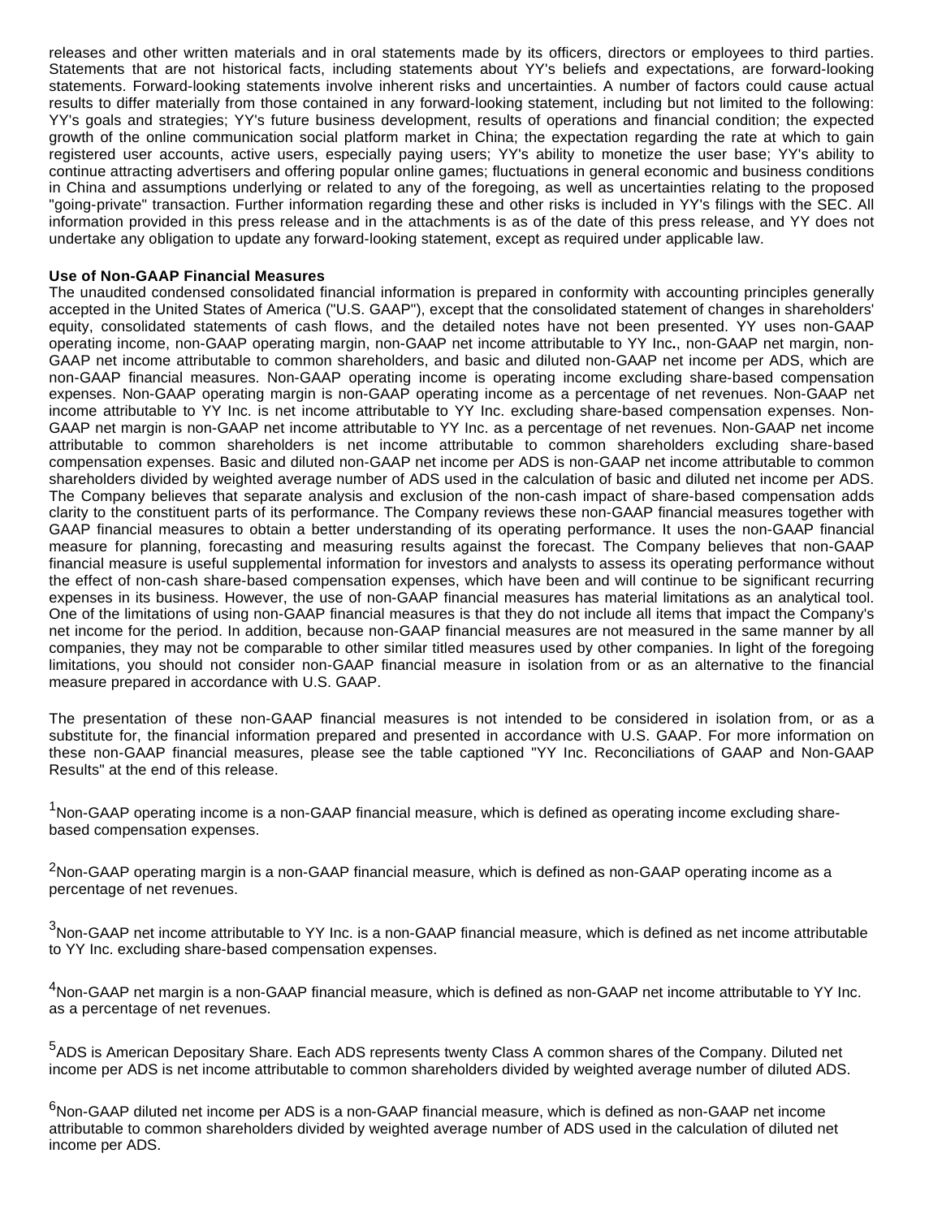releases and other written materials and in oral statements made by its officers, directors or employees to third parties. Statements that are not historical facts, including statements about YY's beliefs and expectations, are forward-looking statements. Forward-looking statements involve inherent risks and uncertainties. A number of factors could cause actual results to differ materially from those contained in any forward-looking statement, including but not limited to the following: YY's goals and strategies; YY's future business development, results of operations and financial condition; the expected growth of the online communication social platform market in China; the expectation regarding the rate at which to gain registered user accounts, active users, especially paying users; YY's ability to monetize the user base; YY's ability to continue attracting advertisers and offering popular online games; fluctuations in general economic and business conditions in China and assumptions underlying or related to any of the foregoing, as well as uncertainties relating to the proposed "going-private" transaction. Further information regarding these and other risks is included in YY's filings with the SEC. All information provided in this press release and in the attachments is as of the date of this press release, and YY does not undertake any obligation to update any forward-looking statement, except as required under applicable law.

**Use of Non-GAAP Financial Measures**

The unaudited condensed consolidated financial information is prepared in conformity with accounting principles generally accepted in the United States of America ("U.S. GAAP"), except that the consolidated statement of changes in shareholders' equity, consolidated statements of cash flows, and the detailed notes have not been presented. YY uses non-GAAP operating income, non-GAAP operating margin, non-GAAP net income attributable to YY Inc., non-GAAP net margin, non-GAAP net income attributable to common shareholders, and basic and diluted non-GAAP net income per ADS, which are non-GAAP financial measures. Non-GAAP operating income is operating income excluding share-based compensation expenses. Non-GAAP operating margin is non-GAAP operating income as a percentage of net revenues. Non-GAAP net income attributable to YY Inc. is net income attributable to YY Inc. excluding share-based compensation expenses. Non-GAAP net margin is non-GAAP net income attributable to YY Inc. as a percentage of net revenues. Non-GAAP net income attributable to common shareholders is net income attributable to common shareholders excluding share-based compensation expenses. Basic and diluted non-GAAP net income per ADS is non-GAAP net income attributable to common shareholders divided by weighted average number of ADS used in the calculation of basic and diluted net income per ADS. The Company believes that separate analysis and exclusion of the non-cash impact of share-based compensation adds clarity to the constituent parts of its performance. The Company reviews these non-GAAP financial measures together with GAAP financial measures to obtain a better understanding of its operating performance. It uses the non-GAAP financial measure for planning, forecasting and measuring results against the forecast. The Company believes that non-GAAP financial measure is useful supplemental information for investors and analysts to assess its operating performance without the effect of non-cash share-based compensation expenses, which have been and will continue to be significant recurring expenses in its business. However, the use of non-GAAP financial measures has material limitations as an analytical tool. One of the limitations of using non-GAAP financial measures is that they do not include all items that impact the Company's net income for the period. In addition, because non-GAAP financial measures are not measured in the same manner by all companies, they may not be comparable to other similar titled measures used by other companies. In light of the foregoing limitations, you should not consider non-GAAP financial measure in isolation from or as an alternative to the financial measure prepared in accordance with U.S. GAAP.

The presentation of these non-GAAP financial measures is not intended to be considered in isolation from, or as a substitute for, the financial information prepared and presented in accordance with U.S. GAAP. For more information on these non-GAAP financial measures, please see the table captioned "YY Inc. Reconciliations of GAAP and Non-GAAP Results" at the end of this release.

[1]Non-GAAP operating income is a non-GAAP financial measure, which is defined as operating income excluding share-based compensation expenses.

[2]Non-GAAP operating margin is a non-GAAP financial measure, which is defined as non-GAAP operating income as a percentage of net revenues.

[3]Non-GAAP net income attributable to YY Inc. is a non-GAAP financial measure, which is defined as net income attributable to YY Inc. excluding share-based compensation expenses.

[4]Non-GAAP net margin is a non-GAAP financial measure, which is defined as non-GAAP net income attributable to YY Inc. as a percentage of net revenues.

[5]ADS is American Depositary Share. Each ADS represents twenty Class A common shares of the Company. Diluted net income per ADS is net income attributable to common shareholders divided by weighted average number of diluted ADS.

[6]Non-GAAP diluted net income per ADS is a non-GAAP financial measure, which is defined as non-GAAP net income attributable to common shareholders divided by weighted average number of ADS used in the calculation of diluted net income per ADS.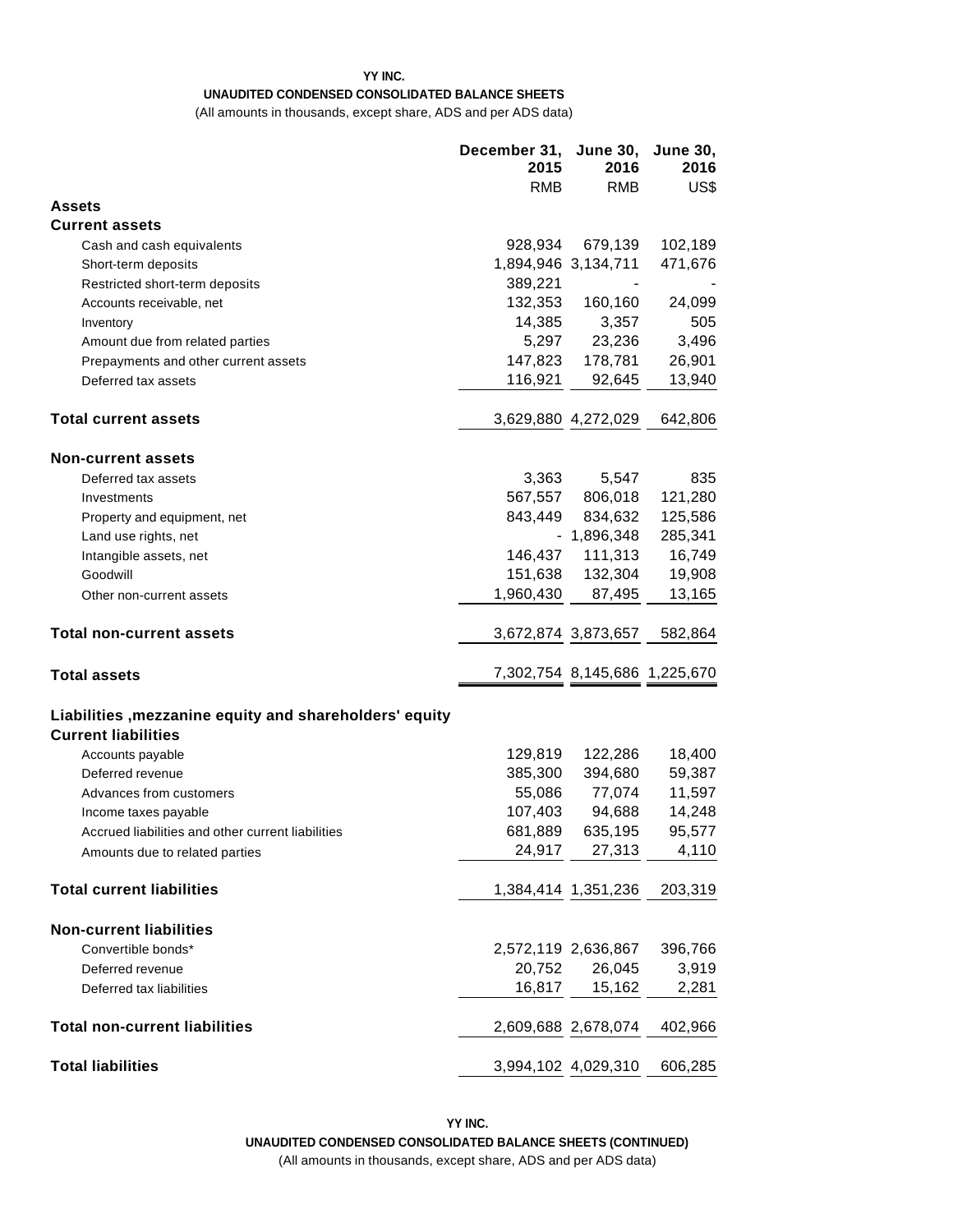**YY INC.**

**UNAUDITED CONDENSED CONSOLIDATED BALANCE SHEETS**

(All amounts in thousands, except share, ADS and per ADS data)

| | December 31, 2015 | June 30, 2016 | June 30, 2016 |
|---|---|---|---|
| | RMB | RMB | US$ |
| **Assets** | | | |
| **Current assets** | | | |
| Cash and cash equivalents | 928,934 | 679,139 | 102,189 |
| Short-term deposits | 1,894,946 | 3,134,711 | 471,676 |
| Restricted short-term deposits | 389,221 | - | - |
| Accounts receivable, net | 132,353 | 160,160 | 24,099 |
| Inventory | 14,385 | 3,357 | 505 |
| Amount due from related parties | 5,297 | 23,236 | 3,496 |
| Prepayments and other current assets | 147,823 | 178,781 | 26,901 |
| Deferred tax assets | 116,921 | 92,645 | 13,940 |
| **Total current assets** | 3,629,880 | 4,272,029 | 642,806 |
| **Non-current assets** | | | |
| Deferred tax assets | 3,363 | 5,547 | 835 |
| Investments | 567,557 | 806,018 | 121,280 |
| Property and equipment, net | 843,449 | 834,632 | 125,586 |
| Land use rights, net | - | 1,896,348 | 285,341 |
| Intangible assets, net | 146,437 | 111,313 | 16,749 |
| Goodwill | 151,638 | 132,304 | 19,908 |
| Other non-current assets | 1,960,430 | 87,495 | 13,165 |
| **Total non-current assets** | 3,672,874 | 3,873,657 | 582,864 |
| **Total assets** | 7,302,754 | 8,145,686 | 1,225,670 |
| **Liabilities ,mezzanine equity and shareholders' equity** | | | |
| **Current liabilities** | | | |
| Accounts payable | 129,819 | 122,286 | 18,400 |
| Deferred revenue | 385,300 | 394,680 | 59,387 |
| Advances from customers | 55,086 | 77,074 | 11,597 |
| Income taxes payable | 107,403 | 94,688 | 14,248 |
| Accrued liabilities and other current liabilities | 681,889 | 635,195 | 95,577 |
| Amounts due to related parties | 24,917 | 27,313 | 4,110 |
| **Total current liabilities** | 1,384,414 | 1,351,236 | 203,319 |
| **Non-current liabilities** | | | |
| Convertible bonds* | 2,572,119 | 2,636,867 | 396,766 |
| Deferred revenue | 20,752 | 26,045 | 3,919 |
| Deferred tax liabilities | 16,817 | 15,162 | 2,281 |
| **Total non-current liabilities** | 2,609,688 | 2,678,074 | 402,966 |
| **Total liabilities** | 3,994,102 | 4,029,310 | 606,285 |

**YY INC.**

**UNAUDITED CONDENSED CONSOLIDATED BALANCE SHEETS (CONTINUED)**

(All amounts in thousands, except share, ADS and per ADS data)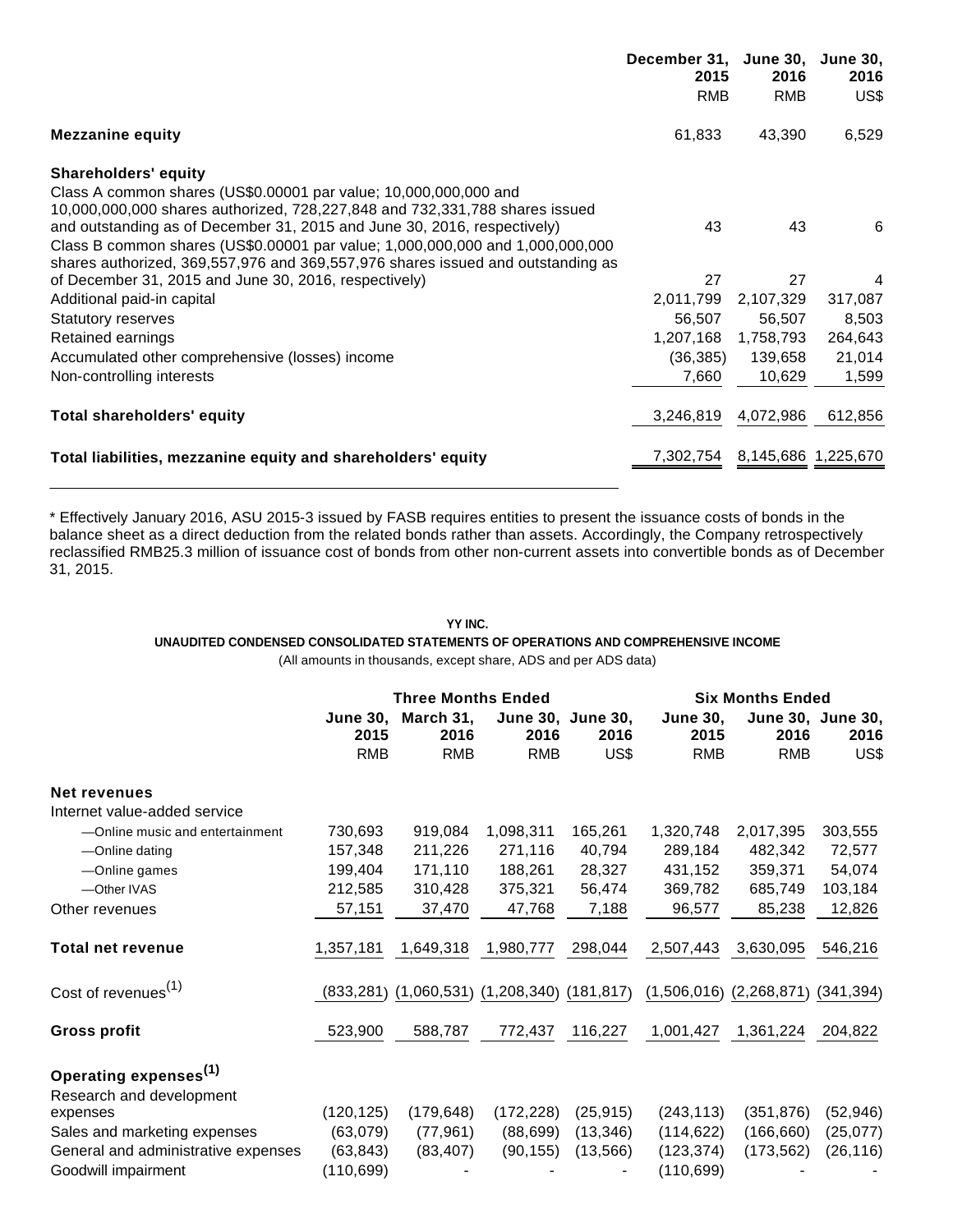| | December 31, 2015 | June 30, 2016 | June 30, 2016 |
|---|---|---|---|
| | RMB | RMB | US$ |
| **Mezzanine equity** | 61,833 | 43,390 | 6,529 |
| **Shareholders' equity** | | | |
| Class A common shares (US$0.00001 par value; 10,000,000,000 and 10,000,000,000 shares authorized, 728,227,848 and 732,331,788 shares issued and outstanding as of December 31, 2015 and June 30, 2016, respectively) | 43 | 43 | 6 |
| Class B common shares (US$0.00001 par value; 1,000,000,000 and 1,000,000,000 shares authorized, 369,557,976 and 369,557,976 shares issued and outstanding as of December 31, 2015 and June 30, 2016, respectively) | 27 | 27 | 4 |
| Additional paid-in capital | 2,011,799 | 2,107,329 | 317,087 |
| Statutory reserves | 56,507 | 56,507 | 8,503 |
| Retained earnings | 1,207,168 | 1,758,793 | 264,643 |
| Accumulated other comprehensive (losses) income | (36,385) | 139,658 | 21,014 |
| Non-controlling interests | 7,660 | 10,629 | 1,599 |
| **Total shareholders' equity** | 3,246,819 | 4,072,986 | 612,856 |
| **Total liabilities, mezzanine equity and shareholders' equity** | 7,302,754 | 8,145,686 | 1,225,670 |

* Effectively January 2016, ASU 2015-3 issued by FASB requires entities to present the issuance costs of bonds in the balance sheet as a direct deduction from the related bonds rather than assets. Accordingly, the Company retrospectively reclassified RMB25.3 million of issuance cost of bonds from other non-current assets into convertible bonds as of December 31, 2015.

**YY INC.**

**UNAUDITED CONDENSED CONSOLIDATED STATEMENTS OF OPERATIONS AND COMPREHENSIVE INCOME**

(All amounts in thousands, except share, ADS and per ADS data)

| | Three Months Ended | | | | Six Months Ended | | |
|---|---|---|---|---|---|---|---|
| | June 30, 2015 | March 31, 2016 | June 30, 2016 | June 30, 2016 | June 30, 2015 | June 30, 2016 | June 30, 2016 |
| | RMB | RMB | RMB | US$ | RMB | RMB | US$ |
| **Net revenues** | | | | | | | |
| Internet value-added service | | | | | | | |
| —Online music and entertainment | 730,693 | 919,084 | 1,098,311 | 165,261 | 1,320,748 | 2,017,395 | 303,555 |
| —Online dating | 157,348 | 211,226 | 271,116 | 40,794 | 289,184 | 482,342 | 72,577 |
| —Online games | 199,404 | 171,110 | 188,261 | 28,327 | 431,152 | 359,371 | 54,074 |
| —Other IVAS | 212,585 | 310,428 | 375,321 | 56,474 | 369,782 | 685,749 | 103,184 |
| Other revenues | 57,151 | 37,470 | 47,768 | 7,188 | 96,577 | 85,238 | 12,826 |
| **Total net revenue** | 1,357,181 | 1,649,318 | 1,980,777 | 298,044 | 2,507,443 | 3,630,095 | 546,216 |
| Cost of revenues(1) | (833,281) | (1,060,531) | (1,208,340) | (181,817) | (1,506,016) | (2,268,871) | (341,394) |
| **Gross profit** | 523,900 | 588,787 | 772,437 | 116,227 | 1,001,427 | 1,361,224 | 204,822 |
| **Operating expenses(1)** | | | | | | | |
| Research and development expenses | (120,125) | (179,648) | (172,228) | (25,915) | (243,113) | (351,876) | (52,946) |
| Sales and marketing expenses | (63,079) | (77,961) | (88,699) | (13,346) | (114,622) | (166,660) | (25,077) |
| General and administrative expenses | (63,843) | (83,407) | (90,155) | (13,566) | (123,374) | (173,562) | (26,116) |
| Goodwill impairment | (110,699) | - | - | - | (110,699) | - | - |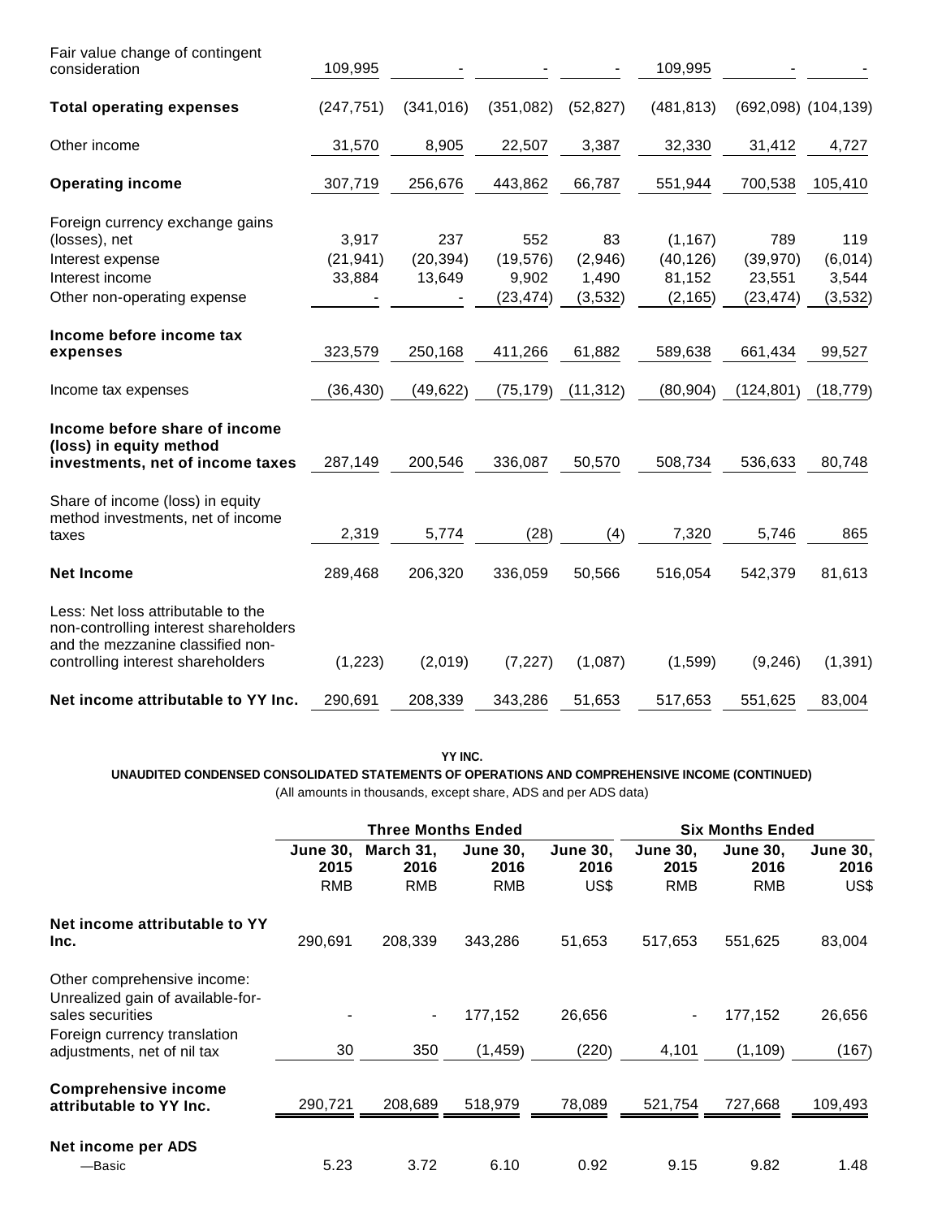| | | | | | | | |
|---|---|---|---|---|---|---|---|
| Fair value change of contingent consideration | 109,995 | - | - | - | 109,995 | - | - |
| **Total operating expenses** | (247,751) | (341,016) | (351,082) | (52,827) | (481,813) | (692,098) | (104,139) |
| Other income | 31,570 | 8,905 | 22,507 | 3,387 | 32,330 | 31,412 | 4,727 |
| **Operating income** | 307,719 | 256,676 | 443,862 | 66,787 | 551,944 | 700,538 | 105,410 |
| Foreign currency exchange gains (losses), net | 3,917 | 237 | 552 | 83 | (1,167) | 789 | 119 |
| Interest expense | (21,941) | (20,394) | (19,576) | (2,946) | (40,126) | (39,970) | (6,014) |
| Interest income | 33,884 | 13,649 | 9,902 | 1,490 | 81,152 | 23,551 | 3,544 |
| Other non-operating expense | - | - | (23,474) | (3,532) | (2,165) | (23,474) | (3,532) |
| **Income before income tax expenses** | 323,579 | 250,168 | 411,266 | 61,882 | 589,638 | 661,434 | 99,527 |
| Income tax expenses | (36,430) | (49,622) | (75,179) | (11,312) | (80,904) | (124,801) | (18,779) |
| **Income before share of income (loss) in equity method investments, net of income taxes** | 287,149 | 200,546 | 336,087 | 50,570 | 508,734 | 536,633 | 80,748 |
| Share of income (loss) in equity method investments, net of income taxes | 2,319 | 5,774 | (28) | (4) | 7,320 | 5,746 | 865 |
| **Net Income** | 289,468 | 206,320 | 336,059 | 50,566 | 516,054 | 542,379 | 81,613 |
| Less: Net loss attributable to the non-controlling interest shareholders and the mezzanine classified non-controlling interest shareholders | (1,223) | (2,019) | (7,227) | (1,087) | (1,599) | (9,246) | (1,391) |
| **Net income attributable to YY Inc.** | 290,691 | 208,339 | 343,286 | 51,653 | 517,653 | 551,625 | 83,004 |

**YY INC.**

**UNAUDITED CONDENSED CONSOLIDATED STATEMENTS OF OPERATIONS AND COMPREHENSIVE INCOME (CONTINUED)**

(All amounts in thousands, except share, ADS and per ADS data)

| | **Three Months Ended** | | | | **Six Months Ended** | | |
|---|---|---|---|---|---|---|---|
| | **June 30, 2015** | **March 31, 2016** | **June 30, 2016** | **June 30, 2016** | **June 30, 2015** | **June 30, 2016** | **June 30, 2016** |
| | RMB | RMB | RMB | US$ | RMB | RMB | US$ |
| **Net income attributable to YY Inc.** | 290,691 | 208,339 | 343,286 | 51,653 | 517,653 | 551,625 | 83,004 |
| Other comprehensive income: | | | | | | | |
| Unrealized gain of available-for-sales securities | - | - | 177,152 | 26,656 | - | 177,152 | 26,656 |
| Foreign currency translation adjustments, net of nil tax | 30 | 350 | (1,459) | (220) | 4,101 | (1,109) | (167) |
| **Comprehensive income attributable to YY Inc.** | 290,721 | 208,689 | 518,979 | 78,089 | 521,754 | 727,668 | 109,493 |
| **Net income per ADS** | | | | | | | |
| —Basic | 5.23 | 3.72 | 6.10 | 0.92 | 9.15 | 9.82 | 1.48 |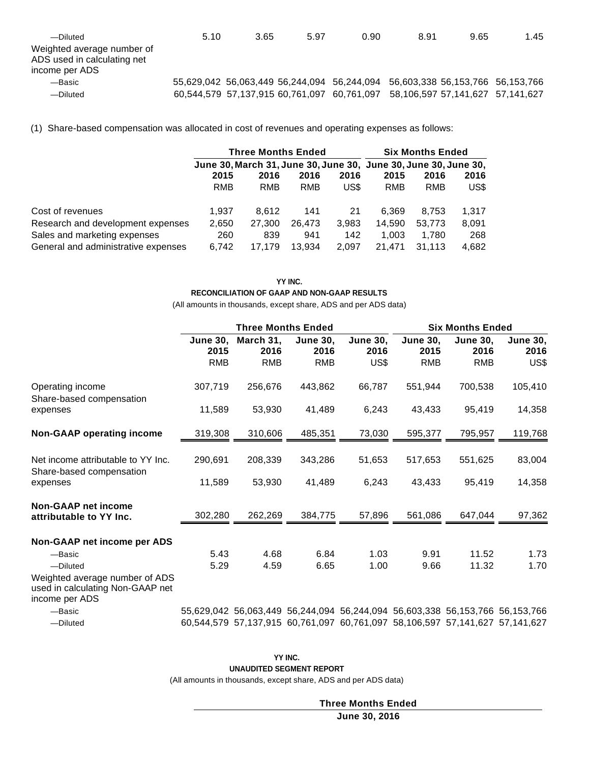| | | | | | | | |
|---|---|---|---|---|---|---|---|
| —Diluted | 5.10 | 3.65 | 5.97 | 0.90 | 8.91 | 9.65 | 1.45 |
| Weighted average number of ADS used in calculating net income per ADS | | | | | | | |
| —Basic | 55,629,042 | 56,063,449 | 56,244,094 | 56,244,094 | 56,603,338 | 56,153,766 | 56,153,766 |
| —Diluted | 60,544,579 | 57,137,915 | 60,761,097 | 60,761,097 | 58,106,597 | 57,141,627 | 57,141,627 |

(1) Share-based compensation was allocated in cost of revenues and operating expenses as follows:

| | Three Months Ended | | | | Six Months Ended | | |
|---|---|---|---|---|---|---|---|
| | June 30, 2015 | March 31, 2016 | June 30, 2016 | June 30, 2016 | June 30, 2015 | June 30, 2016 | June 30, 2016 |
| | RMB | RMB | RMB | US$ | RMB | RMB | US$ |
| Cost of revenues | 1,937 | 8,612 | 141 | 21 | 6,369 | 8,753 | 1,317 |
| Research and development expenses | 2,650 | 27,300 | 26,473 | 3,983 | 14,590 | 53,773 | 8,091 |
| Sales and marketing expenses | 260 | 839 | 941 | 142 | 1,003 | 1,780 | 268 |
| General and administrative expenses | 6,742 | 17,179 | 13,934 | 2,097 | 21,471 | 31,113 | 4,682 |

**YY INC.**

**RECONCILIATION OF GAAP AND NON-GAAP RESULTS**

(All amounts in thousands, except share, ADS and per ADS data)

| | Three Months Ended | | | | Six Months Ended | | |
|---|---|---|---|---|---|---|---|
| | June 30, 2015 | March 31, 2016 | June 30, 2016 | June 30, 2016 | June 30, 2015 | June 30, 2016 | June 30, 2016 |
| | RMB | RMB | RMB | US$ | RMB | RMB | US$ |
| Operating income | 307,719 | 256,676 | 443,862 | 66,787 | 551,944 | 700,538 | 105,410 |
| Share-based compensation expenses | 11,589 | 53,930 | 41,489 | 6,243 | 43,433 | 95,419 | 14,358 |
| **Non-GAAP operating income** | 319,308 | 310,606 | 485,351 | 73,030 | 595,377 | 795,957 | 119,768 |
| Net income attributable to YY Inc. | 290,691 | 208,339 | 343,286 | 51,653 | 517,653 | 551,625 | 83,004 |
| Share-based compensation expenses | 11,589 | 53,930 | 41,489 | 6,243 | 43,433 | 95,419 | 14,358 |
| **Non-GAAP net income attributable to YY Inc.** | 302,280 | 262,269 | 384,775 | 57,896 | 561,086 | 647,044 | 97,362 |
| **Non-GAAP net income per ADS** | | | | | | | |
| —Basic | 5.43 | 4.68 | 6.84 | 1.03 | 9.91 | 11.52 | 1.73 |
| —Diluted | 5.29 | 4.59 | 6.65 | 1.00 | 9.66 | 11.32 | 1.70 |
| Weighted average number of ADS used in calculating Non-GAAP net income per ADS | | | | | | | |
| —Basic | 55,629,042 | 56,063,449 | 56,244,094 | 56,244,094 | 56,603,338 | 56,153,766 | 56,153,766 |
| —Diluted | 60,544,579 | 57,137,915 | 60,761,097 | 60,761,097 | 58,106,597 | 57,141,627 | 57,141,627 |

**YY INC.**

**UNAUDITED SEGMENT REPORT**

(All amounts in thousands, except share, ADS and per ADS data)

| | Three Months Ended |
|---|---|
| | June 30, 2016 |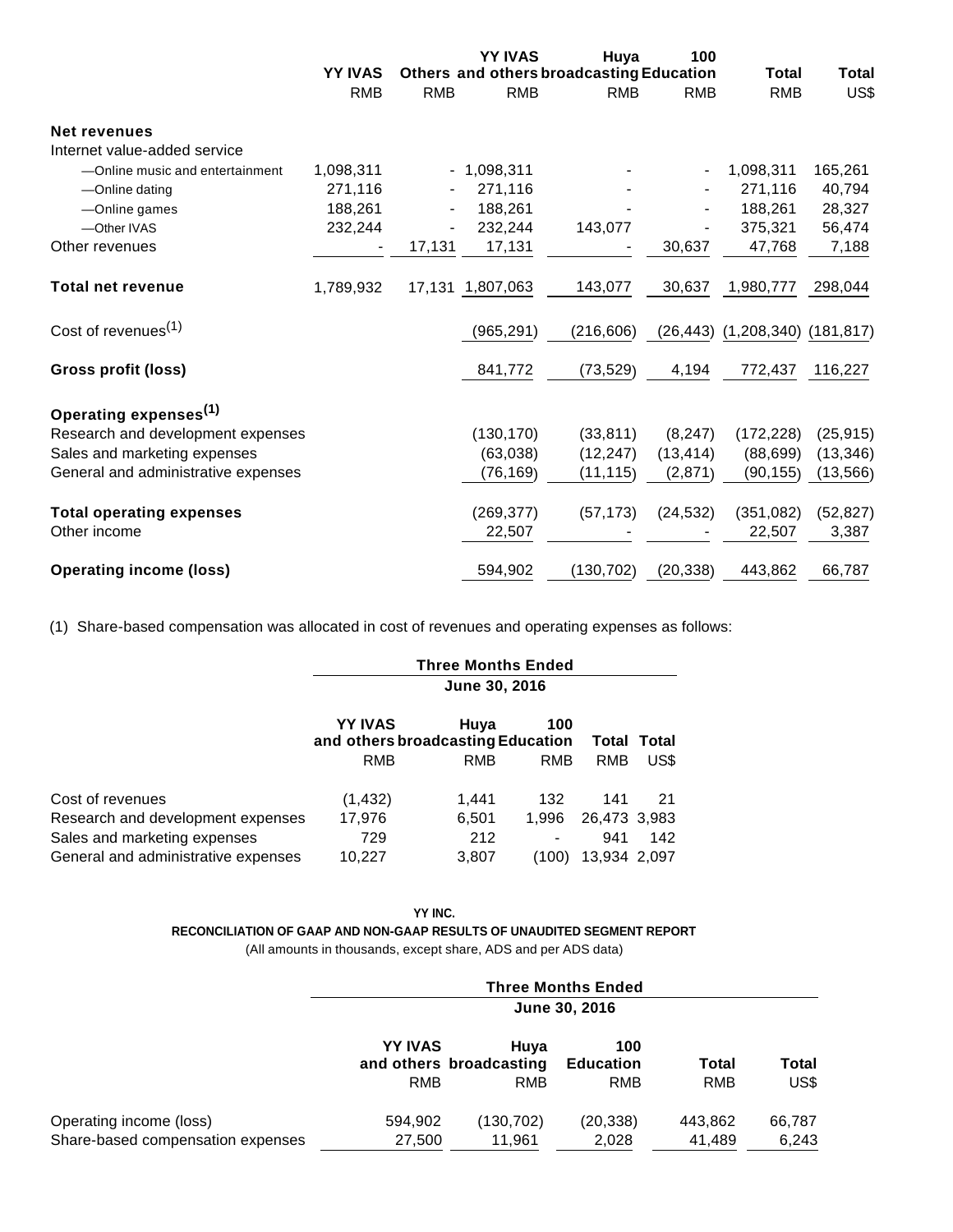| | YY IVAS | Others | YY IVAS and others | Huya broadcasting | 100 Education | Total | Total |
|---|---|---|---|---|---|---|---|
| | RMB | RMB | RMB | RMB | RMB | RMB | US$ |
| **Net revenues** | | | | | | | |
| Internet value-added service | | | | | | | |
| —Online music and entertainment | 1,098,311 | - | 1,098,311 | - | - | 1,098,311 | 165,261 |
| —Online dating | 271,116 | - | 271,116 | - | - | 271,116 | 40,794 |
| —Online games | 188,261 | - | 188,261 | - | - | 188,261 | 28,327 |
| —Other IVAS | 232,244 | - | 232,244 | 143,077 | - | 375,321 | 56,474 |
| Other revenues | - | 17,131 | 17,131 | - | 30,637 | 47,768 | 7,188 |
| **Total net revenue** | 1,789,932 | 17,131 | 1,807,063 | 143,077 | 30,637 | 1,980,777 | 298,044 |
| Cost of revenues[(1)] | | | (965,291) | (216,606) | (26,443) | (1,208,340) | (181,817) |
| **Gross profit (loss)** | | | 841,772 | (73,529) | 4,194 | 772,437 | 116,227 |
| **Operating expenses[(1)]** | | | | | | | |
| Research and development expenses | | | (130,170) | (33,811) | (8,247) | (172,228) | (25,915) |
| Sales and marketing expenses | | | (63,038) | (12,247) | (13,414) | (88,699) | (13,346) |
| General and administrative expenses | | | (76,169) | (11,115) | (2,871) | (90,155) | (13,566) |
| **Total operating expenses** | | | (269,377) | (57,173) | (24,532) | (351,082) | (52,827) |
| Other income | | | 22,507 | - | - | 22,507 | 3,387 |
| **Operating income (loss)** | | | 594,902 | (130,702) | (20,338) | 443,862 | 66,787 |

(1) Share-based compensation was allocated in cost of revenues and operating expenses as follows:

| | Three Months Ended June 30, 2016 | | | | |
|---|---|---|---|---|---|
| | YY IVAS and others | Huya broadcasting | 100 Education | Total | Total |
| | RMB | RMB | RMB | RMB | US$ |
| Cost of revenues | (1,432) | 1,441 | 132 | 141 | 21 |
| Research and development expenses | 17,976 | 6,501 | 1,996 | 26,473 | 3,983 |
| Sales and marketing expenses | 729 | 212 | - | 941 | 142 |
| General and administrative expenses | 10,227 | 3,807 | (100) | 13,934 | 2,097 |

**YY INC.**

**RECONCILIATION OF GAAP AND NON-GAAP RESULTS OF UNAUDITED SEGMENT REPORT**

(All amounts in thousands, except share, ADS and per ADS data)

| | Three Months Ended June 30, 2016 | | | | |
|---|---|---|---|---|---|
| | YY IVAS and others | Huya broadcasting | 100 Education | Total | Total |
| | RMB | RMB | RMB | RMB | US$ |
| Operating income (loss) | 594,902 | (130,702) | (20,338) | 443,862 | 66,787 |
| Share-based compensation expenses | 27,500 | 11,961 | 2,028 | 41,489 | 6,243 |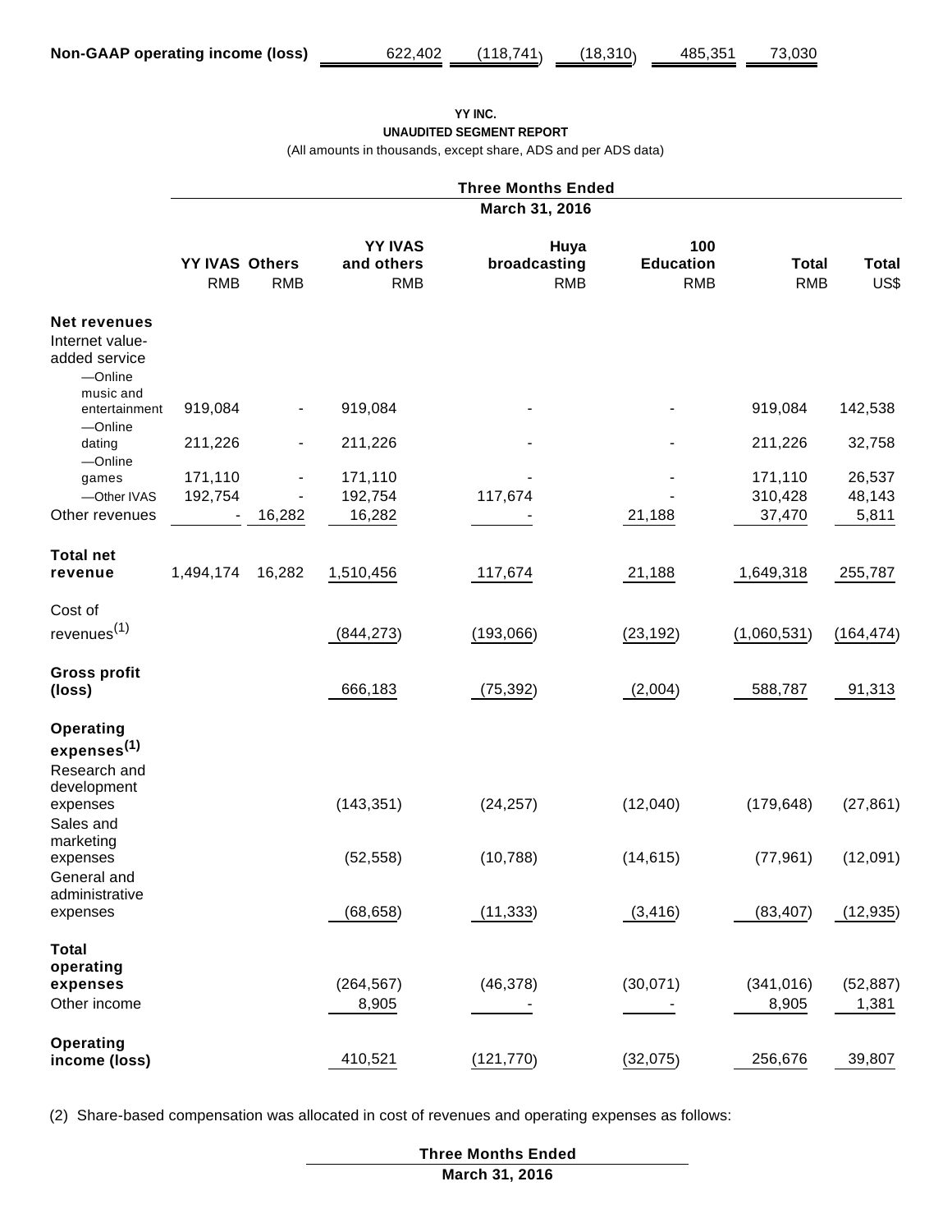| Non-GAAP operating income (loss) | 622,402 | (118,741) | (18,310) | 485,351 | 73,030 |
|---|---|---|---|---|---|

**YY INC.**
**UNAUDITED SEGMENT REPORT**
(All amounts in thousands, except share, ADS and per ADS data)

| | Three Months Ended March 31, 2016 | | | | | | |
|---|---|---|---|---|---|---|---|
| | **YY IVAS** | **Others** | **YY IVAS and others** | **Huya broadcasting** | **100 Education** | **Total** | **Total** |
| | RMB | RMB | RMB | RMB | RMB | RMB | US$ |
| **Net revenues** | | | | | | | |
| Internet value-added service | | | | | | | |
| —Online music and entertainment | 919,084 | - | 919,084 | - | - | 919,084 | 142,538 |
| —Online dating | 211,226 | - | 211,226 | - | - | 211,226 | 32,758 |
| —Online games | 171,110 | - | 171,110 | - | - | 171,110 | 26,537 |
| —Other IVAS | 192,754 | - | 192,754 | 117,674 | - | 310,428 | 48,143 |
| Other revenues | - | 16,282 | 16,282 | - | 21,188 | 37,470 | 5,811 |
| **Total net revenue** | 1,494,174 | 16,282 | 1,510,456 | 117,674 | 21,188 | 1,649,318 | 255,787 |
| Cost of revenues[1] | | | (844,273) | (193,066) | (23,192) | (1,060,531) | (164,474) |
| **Gross profit (loss)** | | | 666,183 | (75,392) | (2,004) | 588,787 | 91,313 |
| **Operating expenses[1]** | | | | | | | |
| Research and development expenses | | | (143,351) | (24,257) | (12,040) | (179,648) | (27,861) |
| Sales and marketing expenses | | | (52,558) | (10,788) | (14,615) | (77,961) | (12,091) |
| General and administrative expenses | | | (68,658) | (11,333) | (3,416) | (83,407) | (12,935) |
| **Total operating expenses** | | | (264,567) | (46,378) | (30,071) | (341,016) | (52,887) |
| Other income | | | 8,905 | - | - | 8,905 | 1,381 |
| **Operating income (loss)** | | | 410,521 | (121,770) | (32,075) | 256,676 | 39,807 |

(2) Share-based compensation was allocated in cost of revenues and operating expenses as follows:

**Three Months Ended**
**March 31, 2016**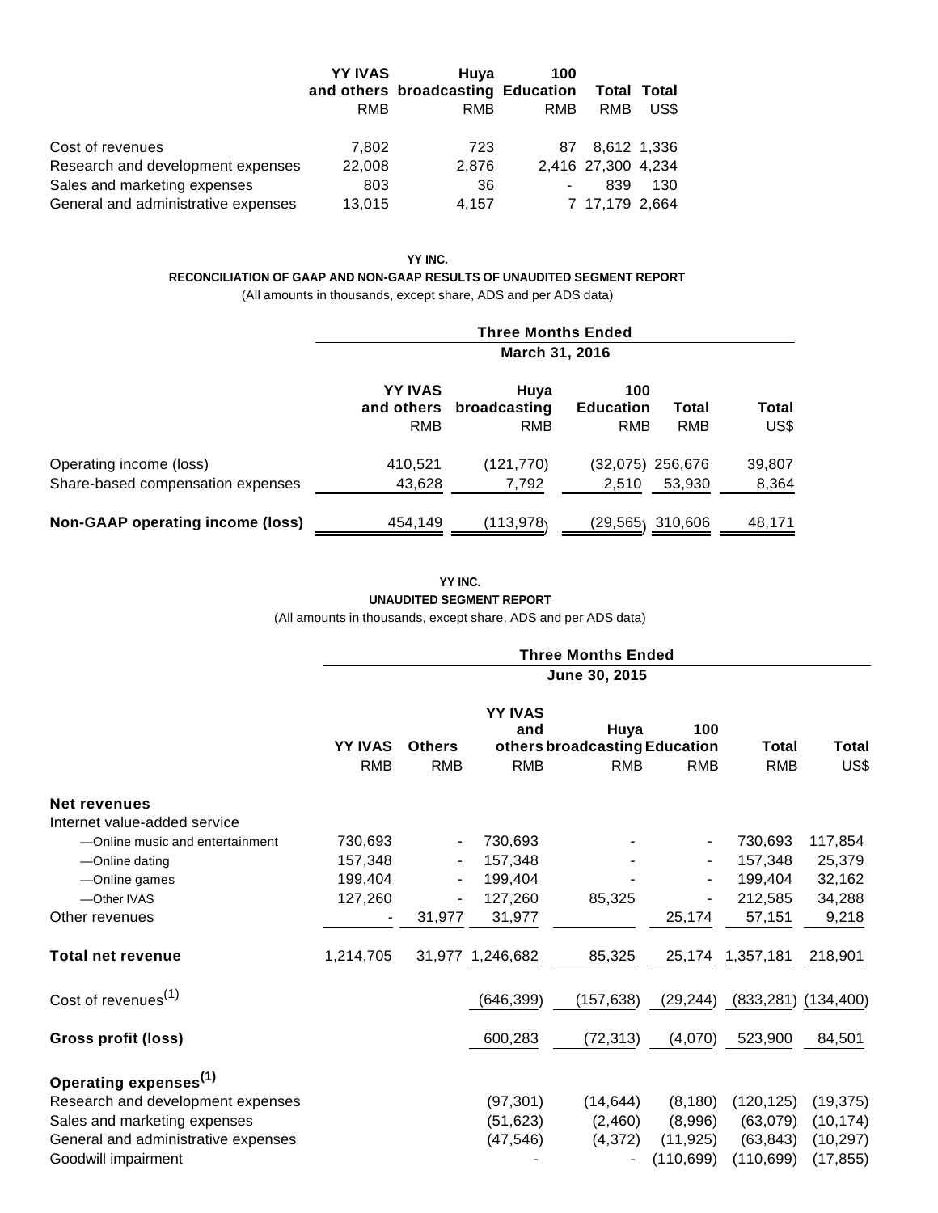| | YY IVAS and others | Huya broadcasting | 100 Education | Total | Total |
|---|---|---|---|---|---|
| | RMB | RMB | RMB | RMB | US$ |
| Cost of revenues | 7,802 | 723 | 87 | 8,612 | 1,336 |
| Research and development expenses | 22,008 | 2,876 | 2,416 | 27,300 | 4,234 |
| Sales and marketing expenses | 803 | 36 | - | 839 | 130 |
| General and administrative expenses | 13,015 | 4,157 | 7 | 17,179 | 2,664 |

**YY INC.**

**RECONCILIATION OF GAAP AND NON-GAAP RESULTS OF UNAUDITED SEGMENT REPORT**

(All amounts in thousands, except share, ADS and per ADS data)

| | Three Months Ended March 31, 2016 | | | | |
|---|---|---|---|---|---|
| | YY IVAS and others | Huya broadcasting | 100 Education | Total | Total |
| | RMB | RMB | RMB | RMB | US$ |
| Operating income (loss) | 410,521 | (121,770) | (32,075) | 256,676 | 39,807 |
| Share-based compensation expenses | 43,628 | 7,792 | 2,510 | 53,930 | 8,364 |
| **Non-GAAP operating income (loss)** | 454,149 | (113,978) | (29,565) | 310,606 | 48,171 |

**YY INC.**

**UNAUDITED SEGMENT REPORT**

(All amounts in thousands, except share, ADS and per ADS data)

| | Three Months Ended June 30, 2015 | | | | | | |
|---|---|---|---|---|---|---|---|
| | YY IVAS | Others | YY IVAS and others | Huya broadcasting | 100 Education | Total | Total |
| | RMB | RMB | RMB | RMB | RMB | RMB | US$ |
| **Net revenues** | | | | | | | |
| Internet value-added service | | | | | | | |
| —Online music and entertainment | 730,693 | - | 730,693 | - | - | 730,693 | 117,854 |
| —Online dating | 157,348 | - | 157,348 | - | - | 157,348 | 25,379 |
| —Online games | 199,404 | - | 199,404 | - | - | 199,404 | 32,162 |
| —Other IVAS | 127,260 | - | 127,260 | 85,325 | - | 212,585 | 34,288 |
| Other revenues | - | 31,977 | 31,977 | | 25,174 | 57,151 | 9,218 |
| **Total net revenue** | 1,214,705 | 31,977 | 1,246,682 | 85,325 | 25,174 | 1,357,181 | 218,901 |
| Cost of revenues[(1)] | | | (646,399) | (157,638) | (29,244) | (833,281) | (134,400) |
| **Gross profit (loss)** | | | 600,283 | (72,313) | (4,070) | 523,900 | 84,501 |
| **Operating expenses[(1)]** | | | | | | | |
| Research and development expenses | | | (97,301) | (14,644) | (8,180) | (120,125) | (19,375) |
| Sales and marketing expenses | | | (51,623) | (2,460) | (8,996) | (63,079) | (10,174) |
| General and administrative expenses | | | (47,546) | (4,372) | (11,925) | (63,843) | (10,297) |
| Goodwill impairment | | | - | - | (110,699) | (110,699) | (17,855) |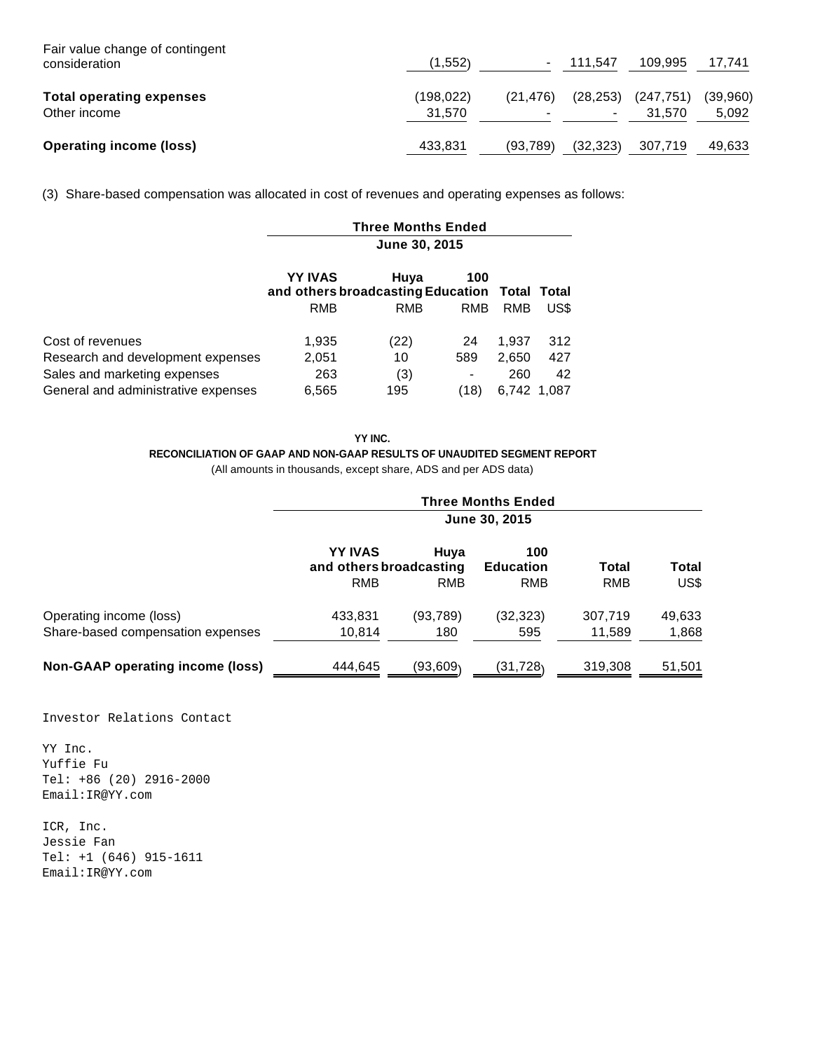| | | | | | |
|---|---|---|---|---|---|
| Fair value change of contingent consideration | (1,552) | - | 111,547 | 109,995 | 17,741 |
| **Total operating expenses** | (198,022) | (21,476) | (28,253) | (247,751) | (39,960) |
| Other income | 31,570 | - | - | 31,570 | 5,092 |
| **Operating income (loss)** | 433,831 | (93,789) | (32,323) | 307,719 | 49,633 |

(3) Share-based compensation was allocated in cost of revenues and operating expenses as follows:

| | Three Months Ended June 30, 2015 | | | | |
|---|---|---|---|---|---|
| | YY IVAS and others | Huya broadcasting | 100 Education | Total | Total |
| | RMB | RMB | RMB | RMB | US$ |
| Cost of revenues | 1,935 | (22) | 24 | 1,937 | 312 |
| Research and development expenses | 2,051 | 10 | 589 | 2,650 | 427 |
| Sales and marketing expenses | 263 | (3) | - | 260 | 42 |
| General and administrative expenses | 6,565 | 195 | (18) | 6,742 | 1,087 |

**YY INC.**

**RECONCILIATION OF GAAP AND NON-GAAP RESULTS OF UNAUDITED SEGMENT REPORT**

(All amounts in thousands, except share, ADS and per ADS data)

| | Three Months Ended June 30, 2015 | | | | |
|---|---|---|---|---|---|
| | YY IVAS and others | Huya broadcasting | 100 Education | Total | Total |
| | RMB | RMB | RMB | RMB | US$ |
| Operating income (loss) | 433,831 | (93,789) | (32,323) | 307,719 | 49,633 |
| Share-based compensation expenses | 10,814 | 180 | 595 | 11,589 | 1,868 |
| **Non-GAAP operating income (loss)** | 444,645 | (93,609) | (31,728) | 319,308 | 51,501 |

Investor Relations Contact

YY Inc.
Yuffie Fu
Tel: +86 (20) 2916-2000
Email:IR@YY.com

ICR, Inc.
Jessie Fan
Tel: +1 (646) 915-1611
Email:IR@YY.com